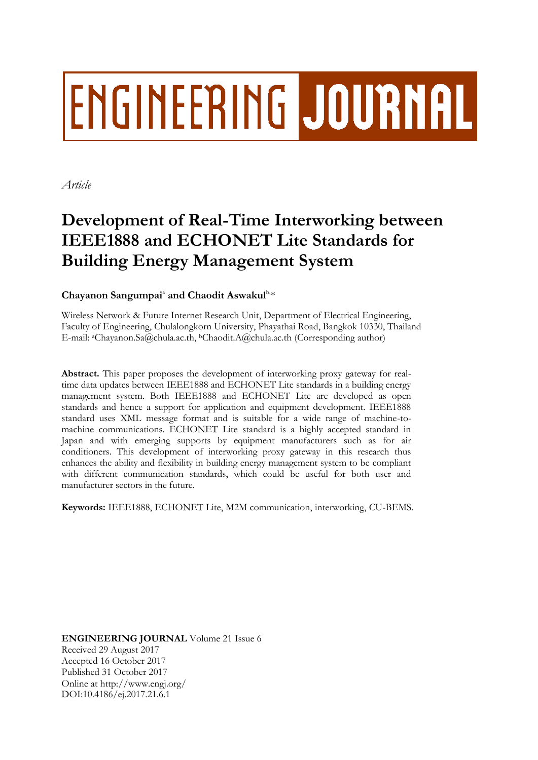# ENGINEERING JOURNAL

*Article*

# Development of Real-Time Interworking between IEEE1888 and ECHONET Lite Standards for Building Energy Management System

**Chayanon Sangumpai**[a] **and Chaodit Aswakul**[b,*]

Wireless Network & Future Internet Research Unit, Department of Electrical Engineering, Faculty of Engineering, Chulalongkorn University, Phayathai Road, Bangkok 10330, Thailand
E-mail: [a]Chayanon.Sa@chula.ac.th, [b]Chaodit.A@chula.ac.th (Corresponding author)

**Abstract.** This paper proposes the development of interworking proxy gateway for real-time data updates between IEEE1888 and ECHONET Lite standards in a building energy management system. Both IEEE1888 and ECHONET Lite are developed as open standards and hence a support for application and equipment development. IEEE1888 standard uses XML message format and is suitable for a wide range of machine-to-machine communications. ECHONET Lite standard is a highly accepted standard in Japan and with emerging supports by equipment manufacturers such as for air conditioners. This development of interworking proxy gateway in this research thus enhances the ability and flexibility in building energy management system to be compliant with different communication standards, which could be useful for both user and manufacturer sectors in the future.

**Keywords:** IEEE1888, ECHONET Lite, M2M communication, interworking, CU-BEMS.

**ENGINEERING JOURNAL** Volume 21 Issue 6
Received 29 August 2017
Accepted 16 October 2017
Published 31 October 2017
Online at http://www.engj.org/
DOI:10.4186/ej.2017.21.6.1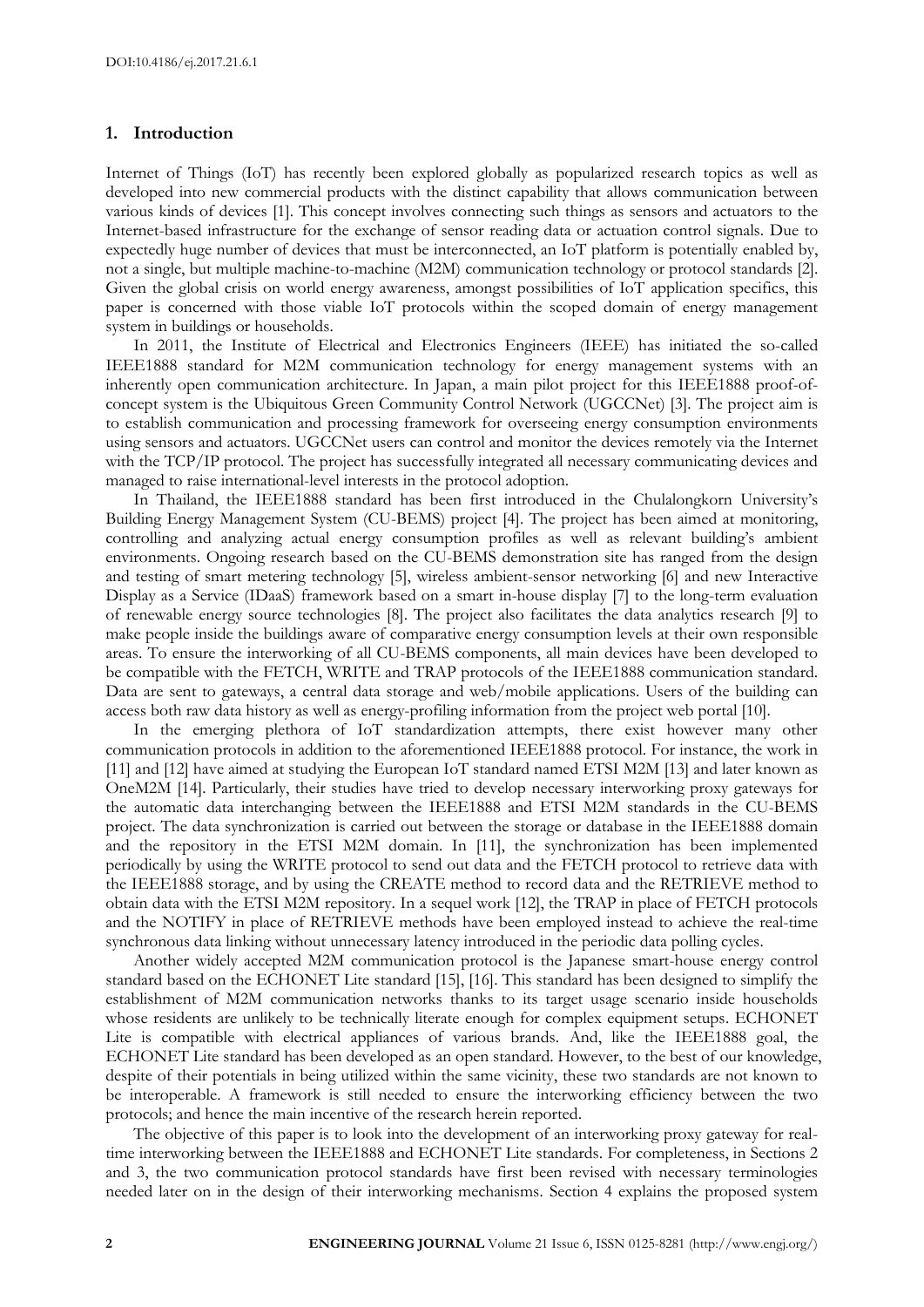## 1. Introduction

Internet of Things (IoT) has recently been explored globally as popularized research topics as well as developed into new commercial products with the distinct capability that allows communication between various kinds of devices [1]. This concept involves connecting such things as sensors and actuators to the Internet-based infrastructure for the exchange of sensor reading data or actuation control signals. Due to expectedly huge number of devices that must be interconnected, an IoT platform is potentially enabled by, not a single, but multiple machine-to-machine (M2M) communication technology or protocol standards [2]. Given the global crisis on world energy awareness, amongst possibilities of IoT application specifics, this paper is concerned with those viable IoT protocols within the scoped domain of energy management system in buildings or households.

In 2011, the Institute of Electrical and Electronics Engineers (IEEE) has initiated the so-called IEEE1888 standard for M2M communication technology for energy management systems with an inherently open communication architecture. In Japan, a main pilot project for this IEEE1888 proof-of-concept system is the Ubiquitous Green Community Control Network (UGCCNet) [3]. The project aim is to establish communication and processing framework for overseeing energy consumption environments using sensors and actuators. UGCCNet users can control and monitor the devices remotely via the Internet with the TCP/IP protocol. The project has successfully integrated all necessary communicating devices and managed to raise international-level interests in the protocol adoption.

In Thailand, the IEEE1888 standard has been first introduced in the Chulalongkorn University's Building Energy Management System (CU-BEMS) project [4]. The project has been aimed at monitoring, controlling and analyzing actual energy consumption profiles as well as relevant building's ambient environments. Ongoing research based on the CU-BEMS demonstration site has ranged from the design and testing of smart metering technology [5], wireless ambient-sensor networking [6] and new Interactive Display as a Service (IDaaS) framework based on a smart in-house display [7] to the long-term evaluation of renewable energy source technologies [8]. The project also facilitates the data analytics research [9] to make people inside the buildings aware of comparative energy consumption levels at their own responsible areas. To ensure the interworking of all CU-BEMS components, all main devices have been developed to be compatible with the FETCH, WRITE and TRAP protocols of the IEEE1888 communication standard. Data are sent to gateways, a central data storage and web/mobile applications. Users of the building can access both raw data history as well as energy-profiling information from the project web portal [10].

In the emerging plethora of IoT standardization attempts, there exist however many other communication protocols in addition to the aforementioned IEEE1888 protocol. For instance, the work in [11] and [12] have aimed at studying the European IoT standard named ETSI M2M [13] and later known as OneM2M [14]. Particularly, their studies have tried to develop necessary interworking proxy gateways for the automatic data interchanging between the IEEE1888 and ETSI M2M standards in the CU-BEMS project. The data synchronization is carried out between the storage or database in the IEEE1888 domain and the repository in the ETSI M2M domain. In [11], the synchronization has been implemented periodically by using the WRITE protocol to send out data and the FETCH protocol to retrieve data with the IEEE1888 storage, and by using the CREATE method to record data and the RETRIEVE method to obtain data with the ETSI M2M repository. In a sequel work [12], the TRAP in place of FETCH protocols and the NOTIFY in place of RETRIEVE methods have been employed instead to achieve the real-time synchronous data linking without unnecessary latency introduced in the periodic data polling cycles.

Another widely accepted M2M communication protocol is the Japanese smart-house energy control standard based on the ECHONET Lite standard [15], [16]. This standard has been designed to simplify the establishment of M2M communication networks thanks to its target usage scenario inside households whose residents are unlikely to be technically literate enough for complex equipment setups. ECHONET Lite is compatible with electrical appliances of various brands. And, like the IEEE1888 goal, the ECHONET Lite standard has been developed as an open standard. However, to the best of our knowledge, despite of their potentials in being utilized within the same vicinity, these two standards are not known to be interoperable. A framework is still needed to ensure the interworking efficiency between the two protocols; and hence the main incentive of the research herein reported.

The objective of this paper is to look into the development of an interworking proxy gateway for real-time interworking between the IEEE1888 and ECHONET Lite standards. For completeness, in Sections 2 and 3, the two communication protocol standards have first been revised with necessary terminologies needed later on in the design of their interworking mechanisms. Section 4 explains the proposed system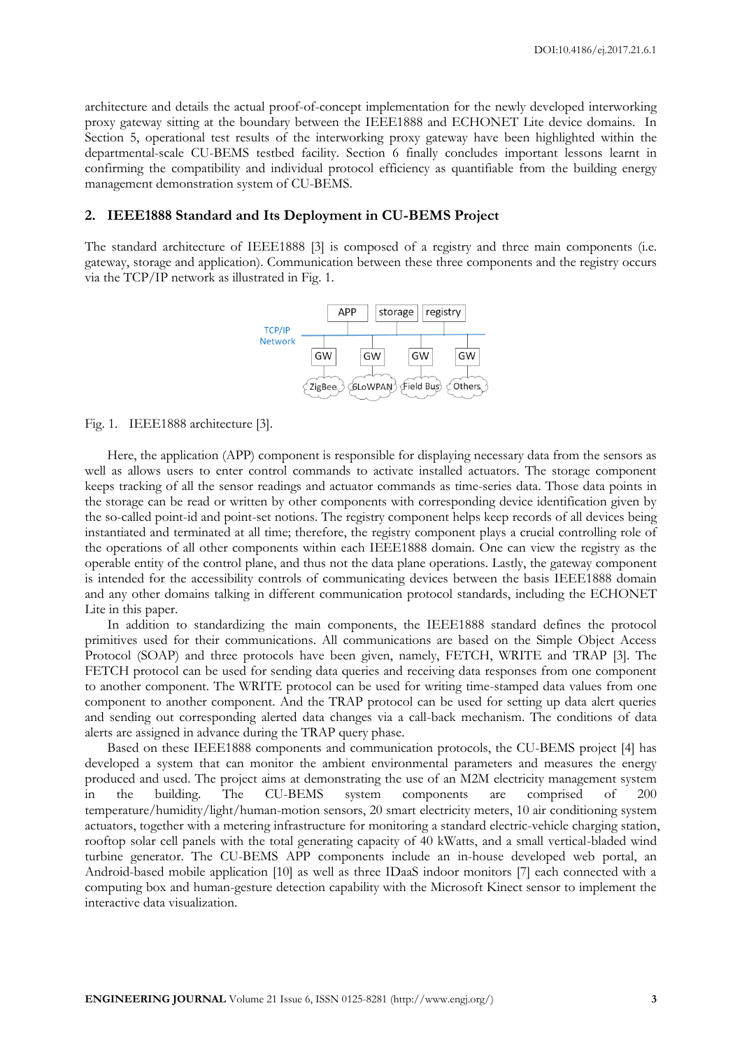architecture and details the actual proof-of-concept implementation for the newly developed interworking proxy gateway sitting at the boundary between the IEEE1888 and ECHONET Lite device domains. In Section 5, operational test results of the interworking proxy gateway have been highlighted within the departmental-scale CU-BEMS testbed facility. Section 6 finally concludes important lessons learnt in confirming the compatibility and individual protocol efficiency as quantifiable from the building energy management demonstration system of CU-BEMS.

## 2. IEEE1888 Standard and Its Deployment in CU-BEMS Project

The standard architecture of IEEE1888 [3] is composed of a registry and three main components (i.e. gateway, storage and application). Communication between these three components and the registry occurs via the TCP/IP network as illustrated in Fig. 1.

Fig. 1. IEEE1888 architecture [3].

Here, the application (APP) component is responsible for displaying necessary data from the sensors as well as allows users to enter control commands to activate installed actuators. The storage component keeps tracking of all the sensor readings and actuator commands as time-series data. Those data points in the storage can be read or written by other components with corresponding device identification given by the so-called point-id and point-set notions. The registry component helps keep records of all devices being instantiated and terminated at all time; therefore, the registry component plays a crucial controlling role of the operations of all other components within each IEEE1888 domain. One can view the registry as the operable entity of the control plane, and thus not the data plane operations. Lastly, the gateway component is intended for the accessibility controls of communicating devices between the basis IEEE1888 domain and any other domains talking in different communication protocol standards, including the ECHONET Lite in this paper.

In addition to standardizing the main components, the IEEE1888 standard defines the protocol primitives used for their communications. All communications are based on the Simple Object Access Protocol (SOAP) and three protocols have been given, namely, FETCH, WRITE and TRAP [3]. The FETCH protocol can be used for sending data queries and receiving data responses from one component to another component. The WRITE protocol can be used for writing time-stamped data values from one component to another component. And the TRAP protocol can be used for setting up data alert queries and sending out corresponding alerted data changes via a call-back mechanism. The conditions of data alerts are assigned in advance during the TRAP query phase.

Based on these IEEE1888 components and communication protocols, the CU-BEMS project [4] has developed a system that can monitor the ambient environmental parameters and measures the energy produced and used. The project aims at demonstrating the use of an M2M electricity management system in the building. The CU-BEMS system components are comprised of 200 temperature/humidity/light/human-motion sensors, 20 smart electricity meters, 10 air conditioning system actuators, together with a metering infrastructure for monitoring a standard electric-vehicle charging station, rooftop solar cell panels with the total generating capacity of 40 kWatts, and a small vertical-bladed wind turbine generator. The CU-BEMS APP components include an in-house developed web portal, an Android-based mobile application [10] as well as three IDaaS indoor monitors [7] each connected with a computing box and human-gesture detection capability with the Microsoft Kinect sensor to implement the interactive data visualization.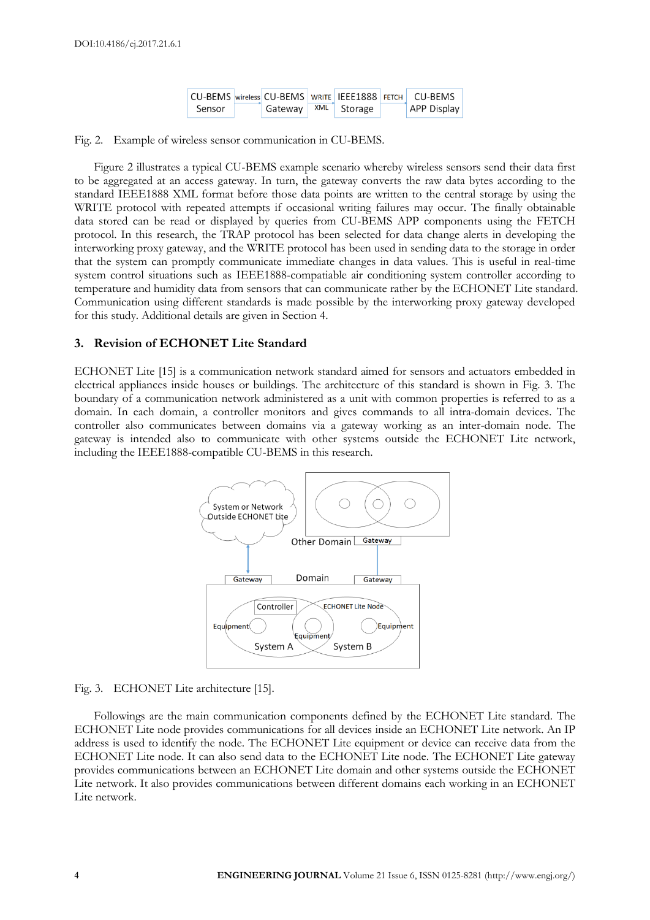Fig. 2. Example of wireless sensor communication in CU-BEMS.

Figure 2 illustrates a typical CU-BEMS example scenario whereby wireless sensors send their data first to be aggregated at an access gateway. In turn, the gateway converts the raw data bytes according to the standard IEEE1888 XML format before those data points are written to the central storage by using the WRITE protocol with repeated attempts if occasional writing failures may occur. The finally obtainable data stored can be read or displayed by queries from CU-BEMS APP components using the FETCH protocol. In this research, the TRAP protocol has been selected for data change alerts in developing the interworking proxy gateway, and the WRITE protocol has been used in sending data to the storage in order that the system can promptly communicate immediate changes in data values. This is useful in real-time system control situations such as IEEE1888-compatiable air conditioning system controller according to temperature and humidity data from sensors that can communicate rather by the ECHONET Lite standard. Communication using different standards is made possible by the interworking proxy gateway developed for this study. Additional details are given in Section 4.

## 3. Revision of ECHONET Lite Standard

ECHONET Lite [15] is a communication network standard aimed for sensors and actuators embedded in electrical appliances inside houses or buildings. The architecture of this standard is shown in Fig. 3. The boundary of a communication network administered as a unit with common properties is referred to as a domain. In each domain, a controller monitors and gives commands to all intra-domain devices. The controller also communicates between domains via a gateway working as an inter-domain node. The gateway is intended also to communicate with other systems outside the ECHONET Lite network, including the IEEE1888-compatible CU-BEMS in this research.

Fig. 3. ECHONET Lite architecture [15].

Followings are the main communication components defined by the ECHONET Lite standard. The ECHONET Lite node provides communications for all devices inside an ECHONET Lite network. An IP address is used to identify the node. The ECHONET Lite equipment or device can receive data from the ECHONET Lite node. It can also send data to the ECHONET Lite node. The ECHONET Lite gateway provides communications between an ECHONET Lite domain and other systems outside the ECHONET Lite network. It also provides communications between different domains each working in an ECHONET Lite network.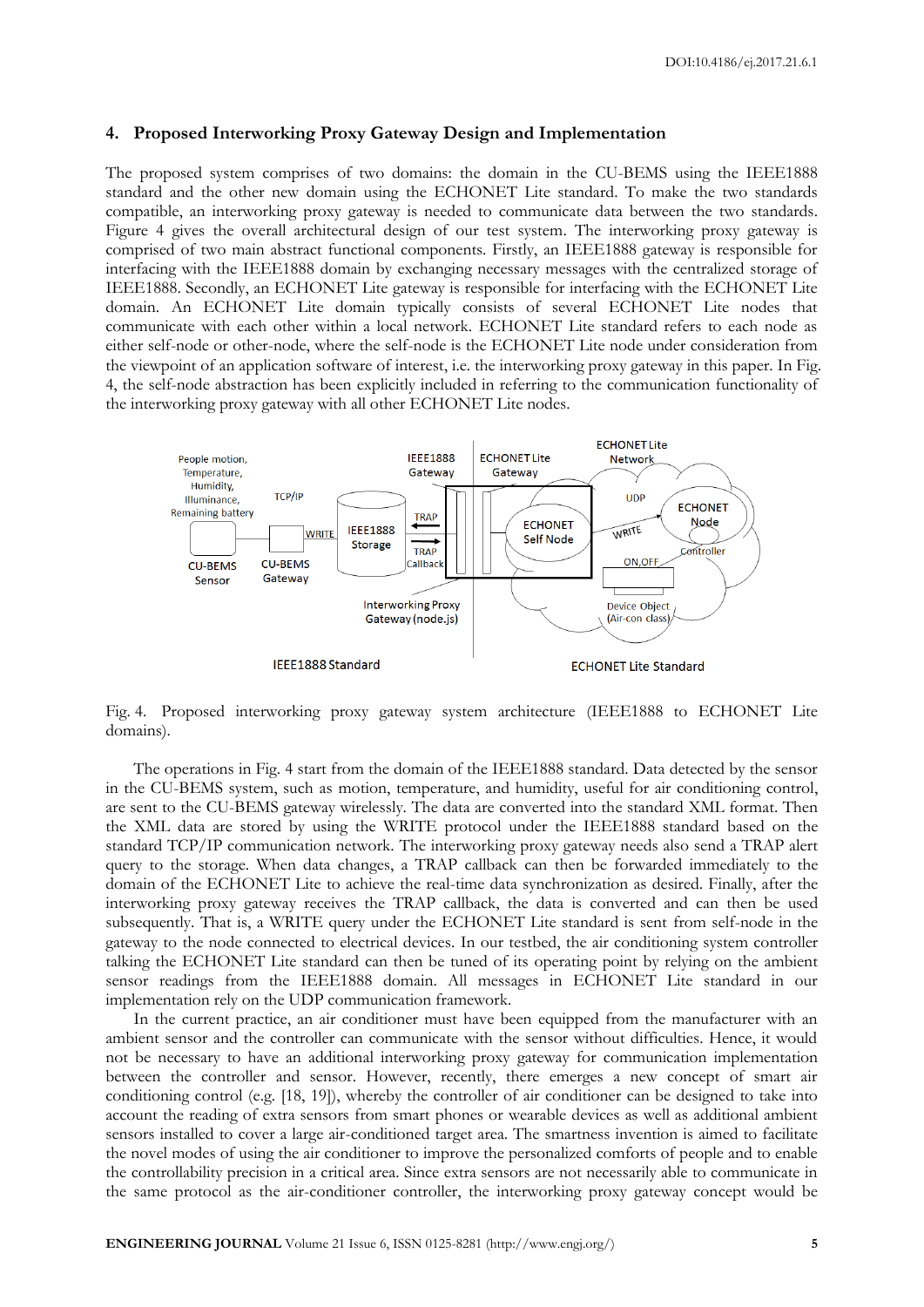## 4. Proposed Interworking Proxy Gateway Design and Implementation

The proposed system comprises of two domains: the domain in the CU-BEMS using the IEEE1888 standard and the other new domain using the ECHONET Lite standard. To make the two standards compatible, an interworking proxy gateway is needed to communicate data between the two standards. Figure 4 gives the overall architectural design of our test system. The interworking proxy gateway is comprised of two main abstract functional components. Firstly, an IEEE1888 gateway is responsible for interfacing with the IEEE1888 domain by exchanging necessary messages with the centralized storage of IEEE1888. Secondly, an ECHONET Lite gateway is responsible for interfacing with the ECHONET Lite domain. An ECHONET Lite domain typically consists of several ECHONET Lite nodes that communicate with each other within a local network. ECHONET Lite standard refers to each node as either self-node or other-node, where the self-node is the ECHONET Lite node under consideration from the viewpoint of an application software of interest, i.e. the interworking proxy gateway in this paper. In Fig. 4, the self-node abstraction has been explicitly included in referring to the communication functionality of the interworking proxy gateway with all other ECHONET Lite nodes.

Fig. 4. Proposed interworking proxy gateway system architecture (IEEE1888 to ECHONET Lite domains).

The operations in Fig. 4 start from the domain of the IEEE1888 standard. Data detected by the sensor in the CU-BEMS system, such as motion, temperature, and humidity, useful for air conditioning control, are sent to the CU-BEMS gateway wirelessly. The data are converted into the standard XML format. Then the XML data are stored by using the WRITE protocol under the IEEE1888 standard based on the standard TCP/IP communication network. The interworking proxy gateway needs also send a TRAP alert query to the storage. When data changes, a TRAP callback can then be forwarded immediately to the domain of the ECHONET Lite to achieve the real-time data synchronization as desired. Finally, after the interworking proxy gateway receives the TRAP callback, the data is converted and can then be used subsequently. That is, a WRITE query under the ECHONET Lite standard is sent from self-node in the gateway to the node connected to electrical devices. In our testbed, the air conditioning system controller talking the ECHONET Lite standard can then be tuned of its operating point by relying on the ambient sensor readings from the IEEE1888 domain. All messages in ECHONET Lite standard in our implementation rely on the UDP communication framework.

In the current practice, an air conditioner must have been equipped from the manufacturer with an ambient sensor and the controller can communicate with the sensor without difficulties. Hence, it would not be necessary to have an additional interworking proxy gateway for communication implementation between the controller and sensor. However, recently, there emerges a new concept of smart air conditioning control (e.g. [18, 19]), whereby the controller of air conditioner can be designed to take into account the reading of extra sensors from smart phones or wearable devices as well as additional ambient sensors installed to cover a large air-conditioned target area. The smartness invention is aimed to facilitate the novel modes of using the air conditioner to improve the personalized comforts of people and to enable the controllability precision in a critical area. Since extra sensors are not necessarily able to communicate in the same protocol as the air-conditioner controller, the interworking proxy gateway concept would be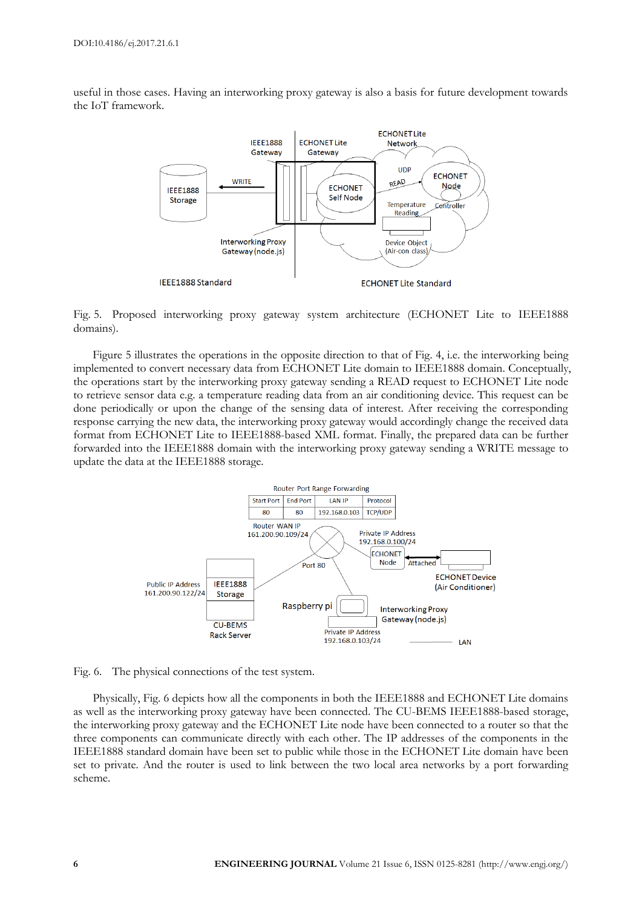useful in those cases. Having an interworking proxy gateway is also a basis for future development towards the IoT framework.

Fig. 5. Proposed interworking proxy gateway system architecture (ECHONET Lite to IEEE1888 domains).

Figure 5 illustrates the operations in the opposite direction to that of Fig. 4, i.e. the interworking being implemented to convert necessary data from ECHONET Lite domain to IEEE1888 domain. Conceptually, the operations start by the interworking proxy gateway sending a READ request to ECHONET Lite node to retrieve sensor data e.g. a temperature reading data from an air conditioning device. This request can be done periodically or upon the change of the sensing data of interest. After receiving the corresponding response carrying the new data, the interworking proxy gateway would accordingly change the received data format from ECHONET Lite to IEEE1888-based XML format. Finally, the prepared data can be further forwarded into the IEEE1888 domain with the interworking proxy gateway sending a WRITE message to update the data at the IEEE1888 storage.

Fig. 6. The physical connections of the test system.

Physically, Fig. 6 depicts how all the components in both the IEEE1888 and ECHONET Lite domains as well as the interworking proxy gateway have been connected. The CU-BEMS IEEE1888-based storage, the interworking proxy gateway and the ECHONET Lite node have been connected to a router so that the three components can communicate directly with each other. The IP addresses of the components in the IEEE1888 standard domain have been set to public while those in the ECHONET Lite domain have been set to private. And the router is used to link between the two local area networks by a port forwarding scheme.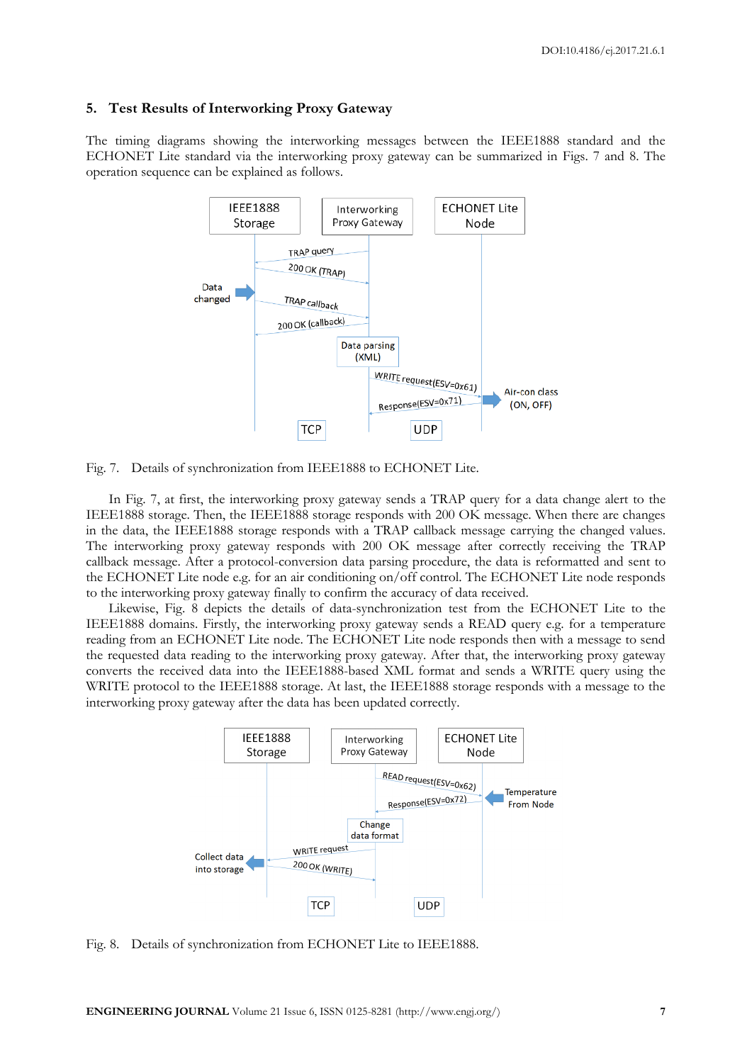## 5. Test Results of Interworking Proxy Gateway

The timing diagrams showing the interworking messages between the IEEE1888 standard and the ECHONET Lite standard via the interworking proxy gateway can be summarized in Figs. 7 and 8. The operation sequence can be explained as follows.

Fig. 7. Details of synchronization from IEEE1888 to ECHONET Lite.

In Fig. 7, at first, the interworking proxy gateway sends a TRAP query for a data change alert to the IEEE1888 storage. Then, the IEEE1888 storage responds with 200 OK message. When there are changes in the data, the IEEE1888 storage responds with a TRAP callback message carrying the changed values. The interworking proxy gateway responds with 200 OK message after correctly receiving the TRAP callback message. After a protocol-conversion data parsing procedure, the data is reformatted and sent to the ECHONET Lite node e.g. for an air conditioning on/off control. The ECHONET Lite node responds to the interworking proxy gateway finally to confirm the accuracy of data received.

Likewise, Fig. 8 depicts the details of data-synchronization test from the ECHONET Lite to the IEEE1888 domains. Firstly, the interworking proxy gateway sends a READ query e.g. for a temperature reading from an ECHONET Lite node. The ECHONET Lite node responds then with a message to send the requested data reading to the interworking proxy gateway. After that, the interworking proxy gateway converts the received data into the IEEE1888-based XML format and sends a WRITE query using the WRITE protocol to the IEEE1888 storage. At last, the IEEE1888 storage responds with a message to the interworking proxy gateway after the data has been updated correctly.

Fig. 8. Details of synchronization from ECHONET Lite to IEEE1888.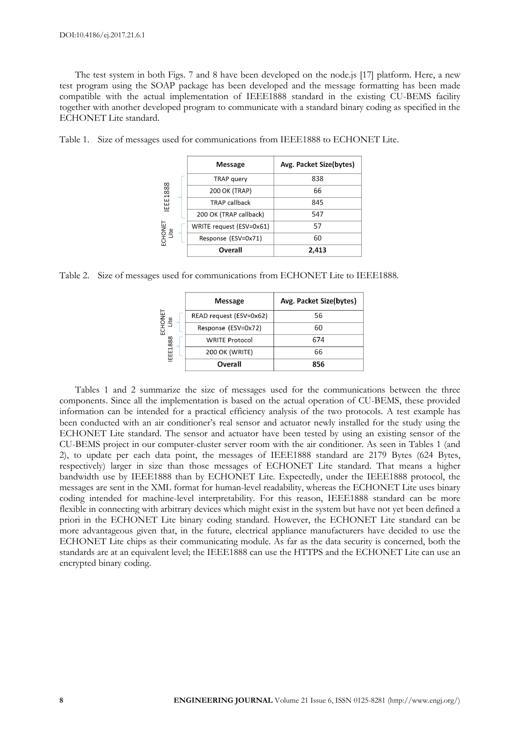The test system in both Figs. 7 and 8 have been developed on the node.js [17] platform. Here, a new test program using the SOAP package has been developed and the message formatting has been made compatible with the actual implementation of IEEE1888 standard in the existing CU-BEMS facility together with another developed program to communicate with a standard binary coding as specified in the ECHONET Lite standard.

Table 1. Size of messages used for communications from IEEE1888 to ECHONET Lite.

| | Message | Avg. Packet Size(bytes) |
|---|---|---|
| IEEE1888 | TRAP query | 838 |
| | 200 OK (TRAP) | 66 |
| | TRAP callback | 845 |
| | 200 OK (TRAP callback) | 547 |
| ECHONET Lite | WRITE request (ESV=0x61) | 57 |
| | Response (ESV=0x71) | 60 |
| | **Overall** | **2,413** |

Table 2. Size of messages used for communications from ECHONET Lite to IEEE1888.

| | Message | Avg. Packet Size(bytes) |
|---|---|---|
| ECHONET Lite | READ request (ESV=0x62) | 56 |
| | Response (ESV=0x72) | 60 |
| IEEE1888 | WRITE Protocol | 674 |
| | 200 OK (WRITE) | 66 |
| | **Overall** | **856** |

Tables 1 and 2 summarize the size of messages used for the communications between the three components. Since all the implementation is based on the actual operation of CU-BEMS, these provided information can be intended for a practical efficiency analysis of the two protocols. A test example has been conducted with an air conditioner's real sensor and actuator newly installed for the study using the ECHONET Lite standard. The sensor and actuator have been tested by using an existing sensor of the CU-BEMS project in our computer-cluster server room with the air conditioner. As seen in Tables 1 (and 2), to update per each data point, the messages of IEEE1888 standard are 2179 Bytes (624 Bytes, respectively) larger in size than those messages of ECHONET Lite standard. That means a higher bandwidth use by IEEE1888 than by ECHONET Lite. Expectedly, under the IEEE1888 protocol, the messages are sent in the XML format for human-level readability, whereas the ECHONET Lite uses binary coding intended for machine-level interpretability. For this reason, IEEE1888 standard can be more flexible in connecting with arbitrary devices which might exist in the system but have not yet been defined a priori in the ECHONET Lite binary coding standard. However, the ECHONET Lite standard can be more advantageous given that, in the future, electrical appliance manufacturers have decided to use the ECHONET Lite chips as their communicating module. As far as the data security is concerned, both the standards are at an equivalent level; the IEEE1888 can use the HTTPS and the ECHONET Lite can use an encrypted binary coding.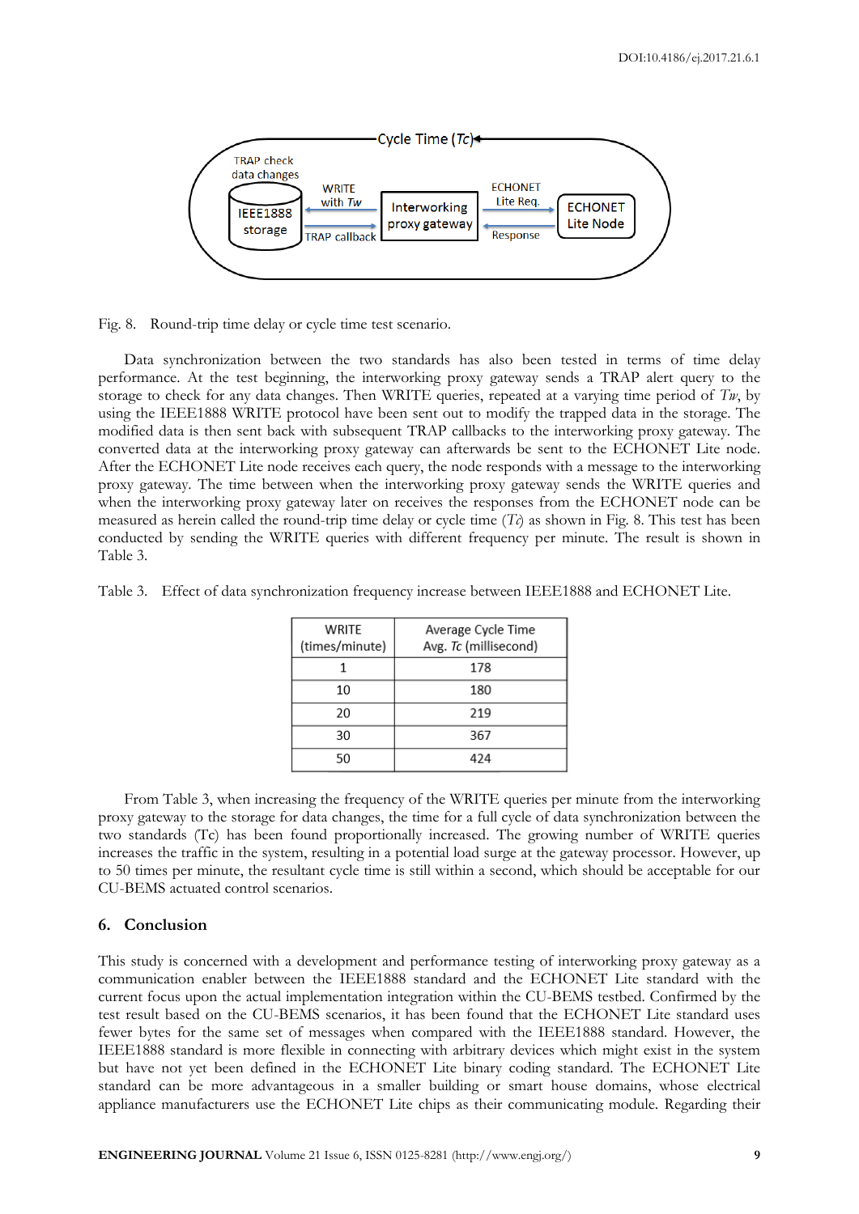Fig. 8. Round-trip time delay or cycle time test scenario.

Data synchronization between the two standards has also been tested in terms of time delay performance. At the test beginning, the interworking proxy gateway sends a TRAP alert query to the storage to check for any data changes. Then WRITE queries, repeated at a varying time period of $T_w$, by using the IEEE1888 WRITE protocol have been sent out to modify the trapped data in the storage. The modified data is then sent back with subsequent TRAP callbacks to the interworking proxy gateway. The converted data at the interworking proxy gateway can afterwards be sent to the ECHONET Lite node. After the ECHONET Lite node receives each query, the node responds with a message to the interworking proxy gateway. The time between when the interworking proxy gateway sends the WRITE queries and when the interworking proxy gateway later on receives the responses from the ECHONET node can be measured as herein called the round-trip time delay or cycle time ($T_c$) as shown in Fig. 8. This test has been conducted by sending the WRITE queries with different frequency per minute. The result is shown in Table 3.

Table 3. Effect of data synchronization frequency increase between IEEE1888 and ECHONET Lite.

| WRITE (times/minute) | Average Cycle Time Avg. $T_c$ (millisecond) |
|---|---|
| 1 | 178 |
| 10 | 180 |
| 20 | 219 |
| 30 | 367 |
| 50 | 424 |

From Table 3, when increasing the frequency of the WRITE queries per minute from the interworking proxy gateway to the storage for data changes, the time for a full cycle of data synchronization between the two standards (Tc) has been found proportionally increased. The growing number of WRITE queries increases the traffic in the system, resulting in a potential load surge at the gateway processor. However, up to 50 times per minute, the resultant cycle time is still within a second, which should be acceptable for our CU-BEMS actuated control scenarios.

## 6. Conclusion

This study is concerned with a development and performance testing of interworking proxy gateway as a communication enabler between the IEEE1888 standard and the ECHONET Lite standard with the current focus upon the actual implementation integration within the CU-BEMS testbed. Confirmed by the test result based on the CU-BEMS scenarios, it has been found that the ECHONET Lite standard uses fewer bytes for the same set of messages when compared with the IEEE1888 standard. However, the IEEE1888 standard is more flexible in connecting with arbitrary devices which might exist in the system but have not yet been defined in the ECHONET Lite binary coding standard. The ECHONET Lite standard can be more advantageous in a smaller building or smart house domains, whose electrical appliance manufacturers use the ECHONET Lite chips as their communicating module. Regarding their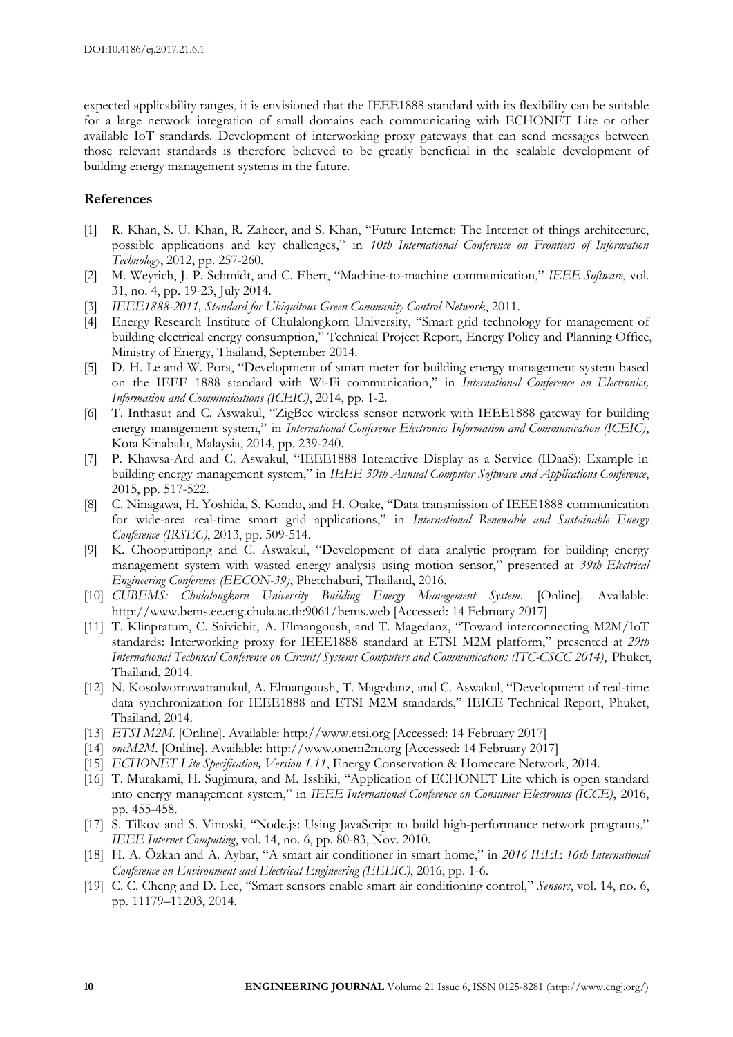expected applicability ranges, it is envisioned that the IEEE1888 standard with its flexibility can be suitable for a large network integration of small domains each communicating with ECHONET Lite or other available IoT standards. Development of interworking proxy gateways that can send messages between those relevant standards is therefore believed to be greatly beneficial in the scalable development of building energy management systems in the future.

## References

[1] R. Khan, S. U. Khan, R. Zaheer, and S. Khan, "Future Internet: The Internet of things architecture, possible applications and key challenges," in *10th International Conference on Frontiers of Information Technology*, 2012, pp. 257-260.

[2] M. Weyrich, J. P. Schmidt, and C. Ebert, "Machine-to-machine communication," *IEEE Software*, vol. 31, no. 4, pp. 19-23, July 2014.

[3] *IEEE1888-2011, Standard for Ubiquitous Green Community Control Network*, 2011.

[4] Energy Research Institute of Chulalongkorn University, "Smart grid technology for management of building electrical energy consumption," Technical Project Report, Energy Policy and Planning Office, Ministry of Energy, Thailand, September 2014.

[5] D. H. Le and W. Pora, "Development of smart meter for building energy management system based on the IEEE 1888 standard with Wi-Fi communication," in *International Conference on Electronics, Information and Communications (ICEIC)*, 2014, pp. 1-2.

[6] T. Inthasut and C. Aswakul, "ZigBee wireless sensor network with IEEE1888 gateway for building energy management system," in *International Conference Electronics Information and Communication (ICEIC)*, Kota Kinabalu, Malaysia, 2014, pp. 239-240.

[7] P. Khawsa-Ard and C. Aswakul, "IEEE1888 Interactive Display as a Service (IDaaS): Example in building energy management system," in *IEEE 39th Annual Computer Software and Applications Conference*, 2015, pp. 517-522.

[8] C. Ninagawa, H. Yoshida, S. Kondo, and H. Otake, "Data transmission of IEEE1888 communication for wide-area real-time smart grid applications," in *International Renewable and Sustainable Energy Conference (IRSEC)*, 2013, pp. 509-514.

[9] K. Chooputtipong and C. Aswakul, "Development of data analytic program for building energy management system with wasted energy analysis using motion sensor," presented at *39th Electrical Engineering Conference (EECON-39)*, Phetchaburi, Thailand, 2016.

[10] *CUBEMS: Chulalongkorn University Building Energy Management System*. [Online]. Available: http://www.bems.ee.eng.chula.ac.th:9061/bems.web [Accessed: 14 February 2017]

[11] T. Klinpratum, C. Saivichit, A. Elmangoush, and T. Magedanz, "Toward interconnecting M2M/IoT standards: Interworking proxy for IEEE1888 standard at ETSI M2M platform," presented at *29th International Technical Conference on Circuit/Systems Computers and Communications (ITC-CSCC 2014)*, Phuket, Thailand, 2014.

[12] N. Kosolworrawattanakul, A. Elmangoush, T. Magedanz, and C. Aswakul, "Development of real-time data synchronization for IEEE1888 and ETSI M2M standards," IEICE Technical Report, Phuket, Thailand, 2014.

[13] *ETSI M2M*. [Online]. Available: http://www.etsi.org [Accessed: 14 February 2017]

[14] *oneM2M*. [Online]. Available: http://www.onem2m.org [Accessed: 14 February 2017]

[15] *ECHONET Lite Specification, Version 1.11*, Energy Conservation & Homecare Network, 2014.

[16] T. Murakami, H. Sugimura, and M. Isshiki, "Application of ECHONET Lite which is open standard into energy management system," in *IEEE International Conference on Consumer Electronics (ICCE)*, 2016, pp. 455-458.

[17] S. Tilkov and S. Vinoski, "Node.js: Using JavaScript to build high-performance network programs," *IEEE Internet Computing*, vol. 14, no. 6, pp. 80-83, Nov. 2010.

[18] H. A. Özkan and A. Aybar, "A smart air conditioner in smart home," in *2016 IEEE 16th International Conference on Environment and Electrical Engineering (EEEIC)*, 2016, pp. 1-6.

[19] C. C. Cheng and D. Lee, "Smart sensors enable smart air conditioning control," *Sensors*, vol. 14, no. 6, pp. 11179–11203, 2014.